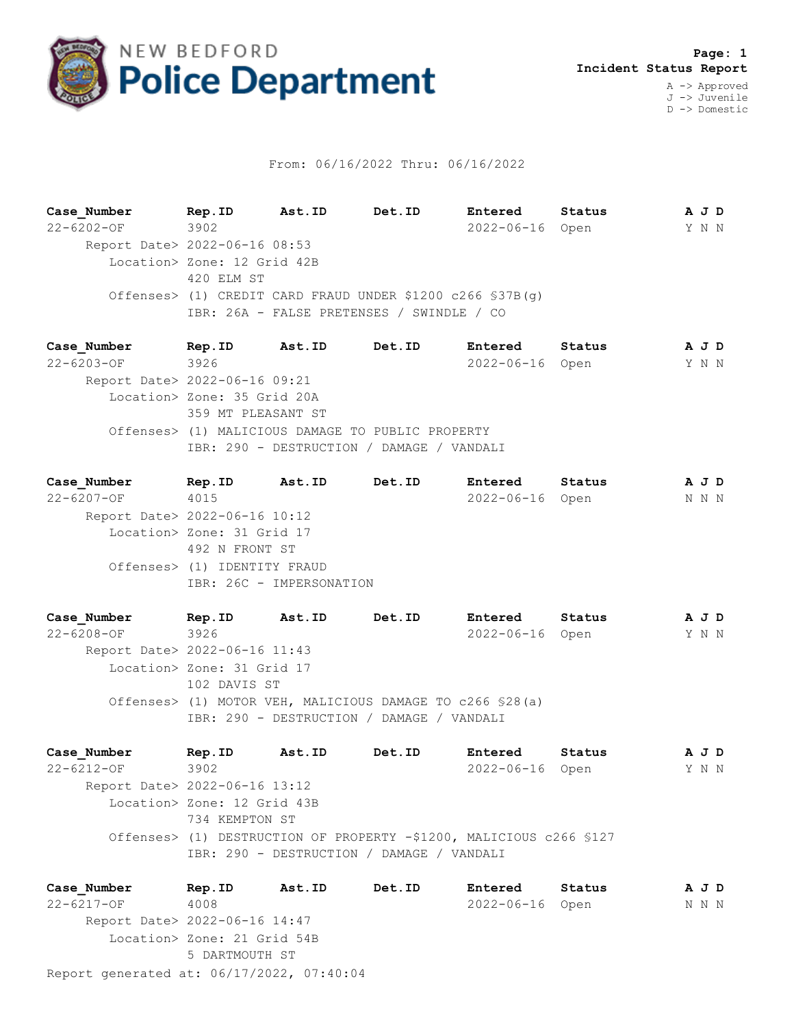# NEW BEDFORD Police Department

**Page: 1**
**Incident Status Report**

A -> Approved
J -> Juvenile
D -> Domestic

From: 06/16/2022 Thru: 06/16/2022

| Case_Number | Rep.ID | Ast.ID | Det.ID | Entered | Status | A J D |
|---|---|---|---|---|---|---|
| 22-6202-OF | 3902 | | | 2022-06-16 | Open | Y N N |

Report Date> 2022-06-16 08:53
Location> Zone: 12 Grid 42B
420 ELM ST
Offenses> (1) CREDIT CARD FRAUD UNDER $1200 c266 §37B(g)
IBR: 26A - FALSE PRETENSES / SWINDLE / CO

| Case_Number | Rep.ID | Ast.ID | Det.ID | Entered | Status | A J D |
|---|---|---|---|---|---|---|
| 22-6203-OF | 3926 | | | 2022-06-16 | Open | Y N N |

Report Date> 2022-06-16 09:21
Location> Zone: 35 Grid 20A
359 MT PLEASANT ST
Offenses> (1) MALICIOUS DAMAGE TO PUBLIC PROPERTY
IBR: 290 - DESTRUCTION / DAMAGE / VANDALI

| Case_Number | Rep.ID | Ast.ID | Det.ID | Entered | Status | A J D |
|---|---|---|---|---|---|---|
| 22-6207-OF | 4015 | | | 2022-06-16 | Open | N N N |

Report Date> 2022-06-16 10:12
Location> Zone: 31 Grid 17
492 N FRONT ST
Offenses> (1) IDENTITY FRAUD
IBR: 26C - IMPERSONATION

| Case_Number | Rep.ID | Ast.ID | Det.ID | Entered | Status | A J D |
|---|---|---|---|---|---|---|
| 22-6208-OF | 3926 | | | 2022-06-16 | Open | Y N N |

Report Date> 2022-06-16 11:43
Location> Zone: 31 Grid 17
102 DAVIS ST
Offenses> (1) MOTOR VEH, MALICIOUS DAMAGE TO c266 §28(a)
IBR: 290 - DESTRUCTION / DAMAGE / VANDALI

| Case_Number | Rep.ID | Ast.ID | Det.ID | Entered | Status | A J D |
|---|---|---|---|---|---|---|
| 22-6212-OF | 3902 | | | 2022-06-16 | Open | Y N N |

Report Date> 2022-06-16 13:12
Location> Zone: 12 Grid 43B
734 KEMPTON ST
Offenses> (1) DESTRUCTION OF PROPERTY -$1200, MALICIOUS c266 §127
IBR: 290 - DESTRUCTION / DAMAGE / VANDALI

| Case_Number | Rep.ID | Ast.ID | Det.ID | Entered | Status | A J D |
|---|---|---|---|---|---|---|
| 22-6217-OF | 4008 | | | 2022-06-16 | Open | N N N |

Report Date> 2022-06-16 14:47
Location> Zone: 21 Grid 54B
5 DARTMOUTH ST

Report generated at: 06/17/2022, 07:40:04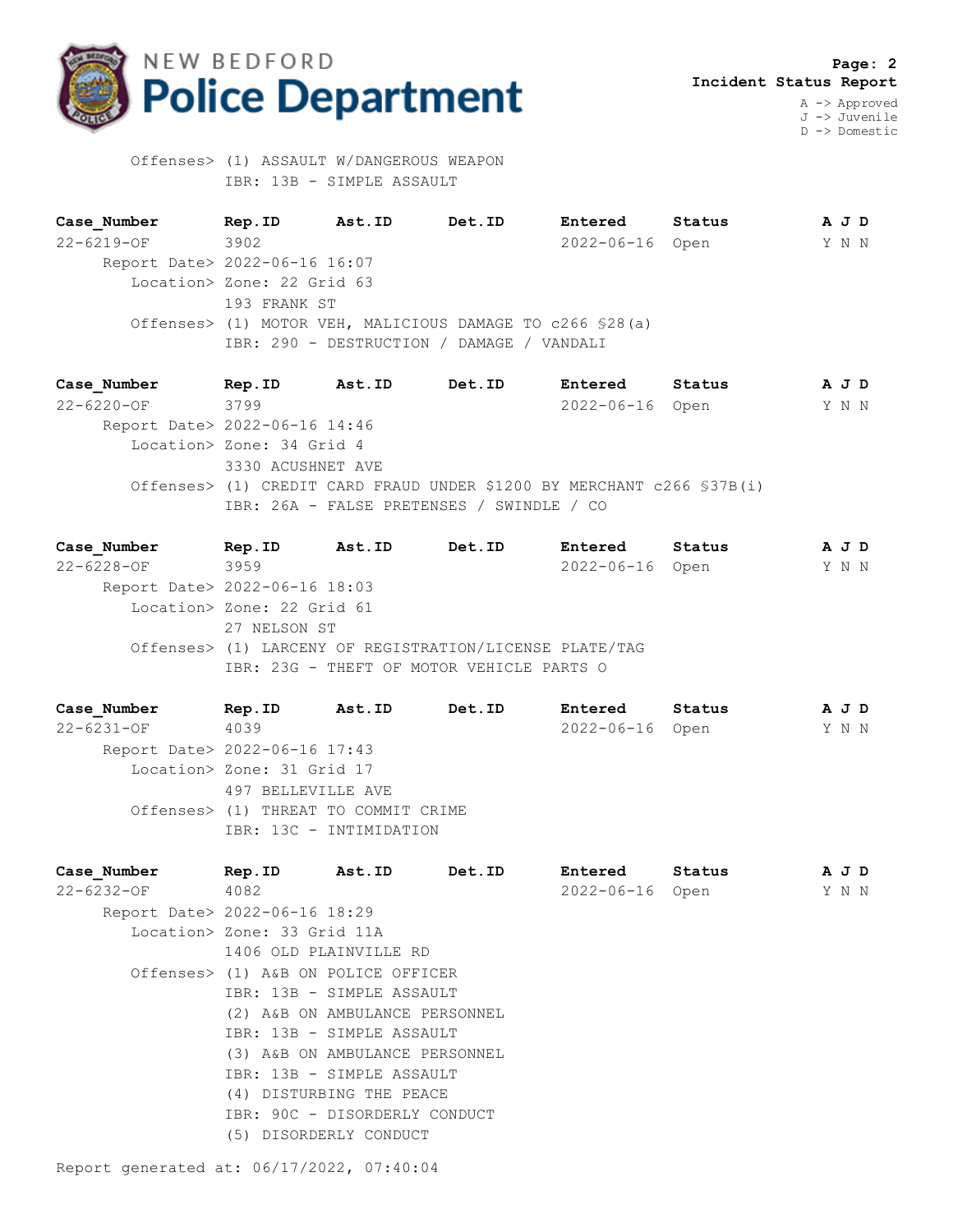Offenses> (1) ASSAULT W/DANGEROUS WEAPON
IBR: 13B - SIMPLE ASSAULT

| Case_Number | Rep.ID | Ast.ID | Det.ID | Entered | Status | A J D |
|---|---|---|---|---|---|---|
| 22-6219-OF | 3902 | | | 2022-06-16 | Open | Y N N |

Report Date> 2022-06-16 16:07
Location> Zone: 22 Grid 63
193 FRANK ST
Offenses> (1) MOTOR VEH, MALICIOUS DAMAGE TO c266 §28(a)
IBR: 290 - DESTRUCTION / DAMAGE / VANDALI

| Case_Number | Rep.ID | Ast.ID | Det.ID | Entered | Status | A J D |
|---|---|---|---|---|---|---|
| 22-6220-OF | 3799 | | | 2022-06-16 | Open | Y N N |

Report Date> 2022-06-16 14:46
Location> Zone: 34 Grid 4
3330 ACUSHNET AVE
Offenses> (1) CREDIT CARD FRAUD UNDER $1200 BY MERCHANT c266 §37B(i)
IBR: 26A - FALSE PRETENSES / SWINDLE / CO

| Case_Number | Rep.ID | Ast.ID | Det.ID | Entered | Status | A J D |
|---|---|---|---|---|---|---|
| 22-6228-OF | 3959 | | | 2022-06-16 | Open | Y N N |

Report Date> 2022-06-16 18:03
Location> Zone: 22 Grid 61
27 NELSON ST
Offenses> (1) LARCENY OF REGISTRATION/LICENSE PLATE/TAG
IBR: 23G - THEFT OF MOTOR VEHICLE PARTS O

| Case_Number | Rep.ID | Ast.ID | Det.ID | Entered | Status | A J D |
|---|---|---|---|---|---|---|
| 22-6231-OF | 4039 | | | 2022-06-16 | Open | Y N N |

Report Date> 2022-06-16 17:43
Location> Zone: 31 Grid 17
497 BELLEVILLE AVE
Offenses> (1) THREAT TO COMMIT CRIME
IBR: 13C - INTIMIDATION

| Case_Number | Rep.ID | Ast.ID | Det.ID | Entered | Status | A J D |
|---|---|---|---|---|---|---|
| 22-6232-OF | 4082 | | | 2022-06-16 | Open | Y N N |

Report Date> 2022-06-16 18:29
Location> Zone: 33 Grid 11A
1406 OLD PLAINVILLE RD
Offenses> (1) A&B ON POLICE OFFICER
IBR: 13B - SIMPLE ASSAULT
(2) A&B ON AMBULANCE PERSONNEL
IBR: 13B - SIMPLE ASSAULT
(3) A&B ON AMBULANCE PERSONNEL
IBR: 13B - SIMPLE ASSAULT
(4) DISTURBING THE PEACE
IBR: 90C - DISORDERLY CONDUCT
(5) DISORDERLY CONDUCT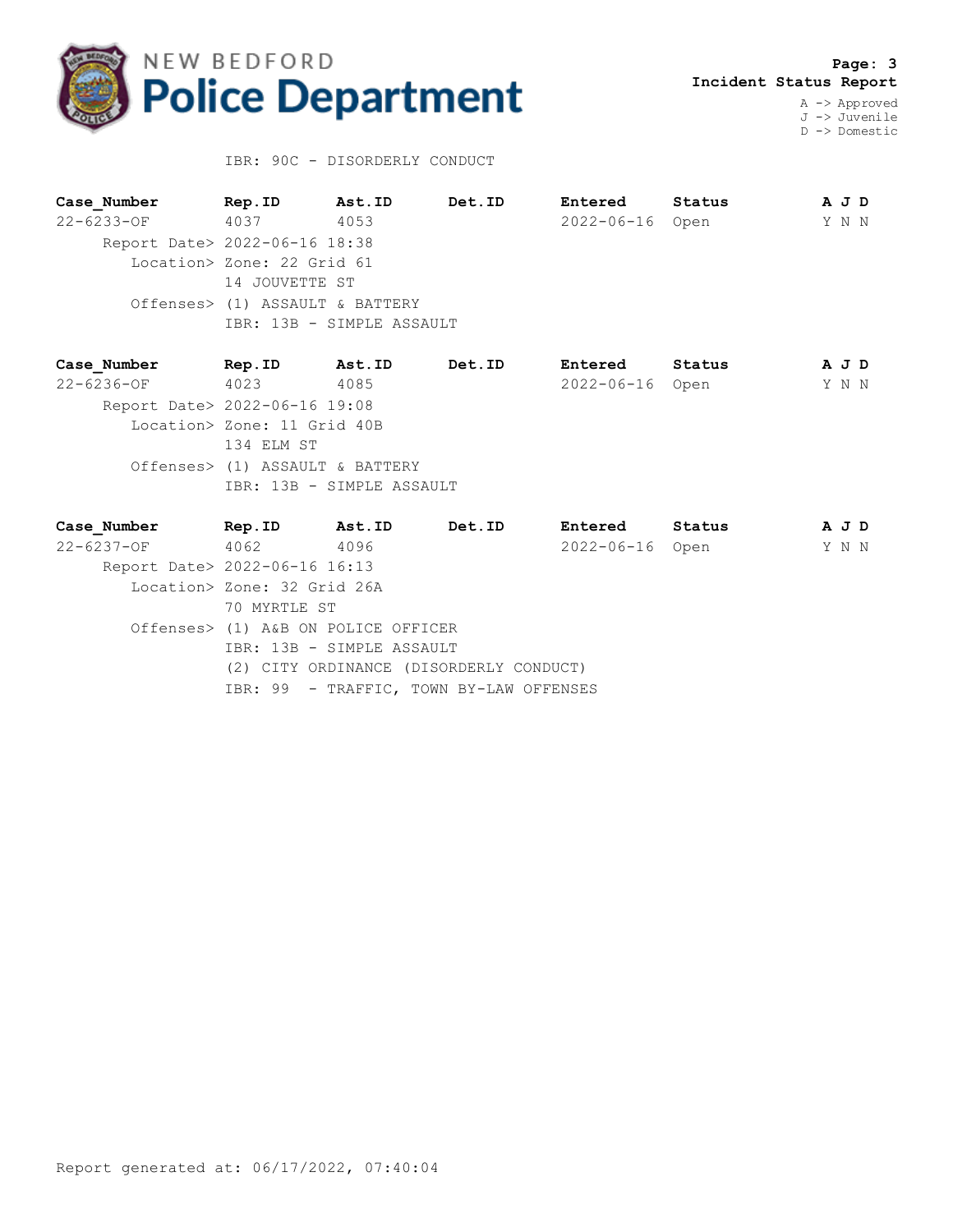# NEW BEDFORD Police Department

**Page: 3**
**Incident Status Report**

A -> Approved
J -> Juvenile
D -> Domestic

IBR: 90C - DISORDERLY CONDUCT

| Case_Number | Rep.ID | Ast.ID | Det.ID | Entered | Status | A J D |
|---|---|---|---|---|---|---|
| 22-6233-OF | 4037 | 4053 | | 2022-06-16 | Open | Y N N |

Report Date> 2022-06-16 18:38
Location> Zone: 22 Grid 61
14 JOUVETTE ST
Offenses> (1) ASSAULT & BATTERY
IBR: 13B - SIMPLE ASSAULT

| Case_Number | Rep.ID | Ast.ID | Det.ID | Entered | Status | A J D |
|---|---|---|---|---|---|---|
| 22-6236-OF | 4023 | 4085 | | 2022-06-16 | Open | Y N N |

Report Date> 2022-06-16 19:08
Location> Zone: 11 Grid 40B
134 ELM ST
Offenses> (1) ASSAULT & BATTERY
IBR: 13B - SIMPLE ASSAULT

| Case_Number | Rep.ID | Ast.ID | Det.ID | Entered | Status | A J D |
|---|---|---|---|---|---|---|
| 22-6237-OF | 4062 | 4096 | | 2022-06-16 | Open | Y N N |

Report Date> 2022-06-16 16:13
Location> Zone: 32 Grid 26A
70 MYRTLE ST
Offenses> (1) A&B ON POLICE OFFICER
IBR: 13B - SIMPLE ASSAULT
(2) CITY ORDINANCE (DISORDERLY CONDUCT)
IBR: 99 - TRAFFIC, TOWN BY-LAW OFFENSES

Report generated at: 06/17/2022, 07:40:04